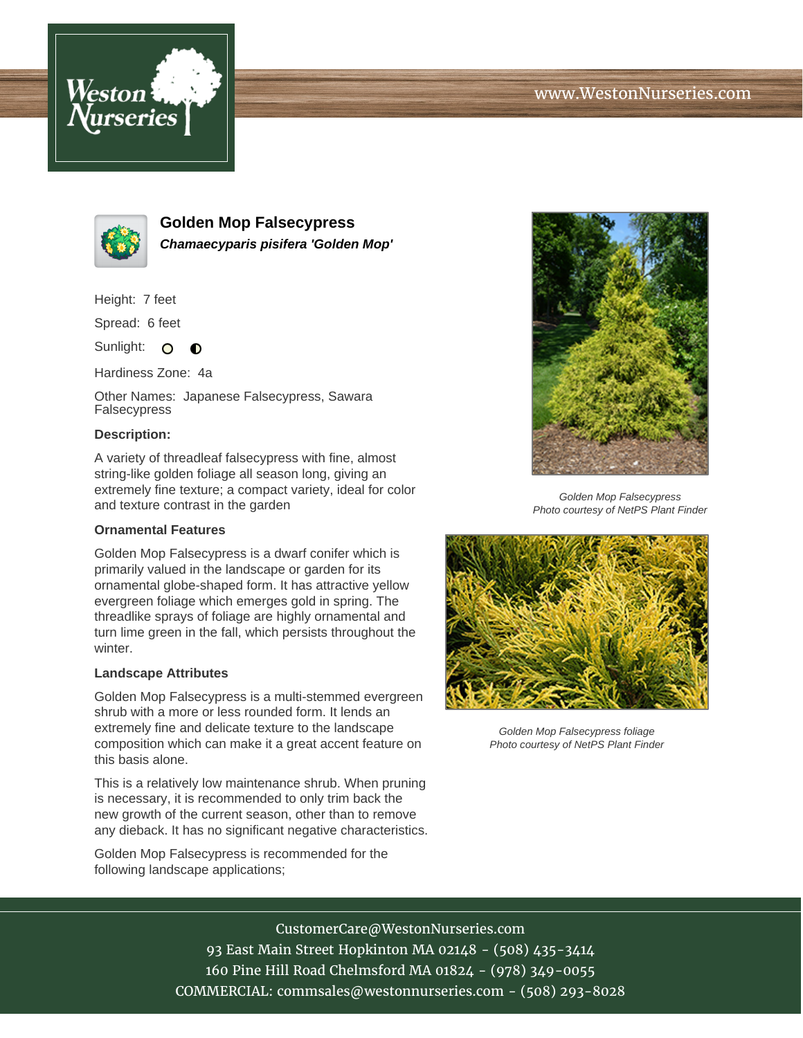# Golden Mop Falsecypress

***Chamaecyparis pisifera 'Golden Mop'***

Height: 7 feet

Spread: 6 feet

Sunlight: ○ ◐

Hardiness Zone: 4a

Other Names: Japanese Falsecypress, Sawara Falsecypress

**Description:**

A variety of threadleaf falsecypress with fine, almost string-like golden foliage all season long, giving an extremely fine texture; a compact variety, ideal for color and texture contrast in the garden

### Ornamental Features

Golden Mop Falsecypress is a dwarf conifer which is primarily valued in the landscape or garden for its ornamental globe-shaped form. It has attractive yellow evergreen foliage which emerges gold in spring. The threadlike sprays of foliage are highly ornamental and turn lime green in the fall, which persists throughout the winter.

### Landscape Attributes

Golden Mop Falsecypress is a multi-stemmed evergreen shrub with a more or less rounded form. It lends an extremely fine and delicate texture to the landscape composition which can make it a great accent feature on this basis alone.

This is a relatively low maintenance shrub. When pruning is necessary, it is recommended to only trim back the new growth of the current season, other than to remove any dieback. It has no significant negative characteristics.

Golden Mop Falsecypress is recommended for the following landscape applications;

*Golden Mop Falsecypress*
*Photo courtesy of NetPS Plant Finder*

*Golden Mop Falsecypress foliage*
*Photo courtesy of NetPS Plant Finder*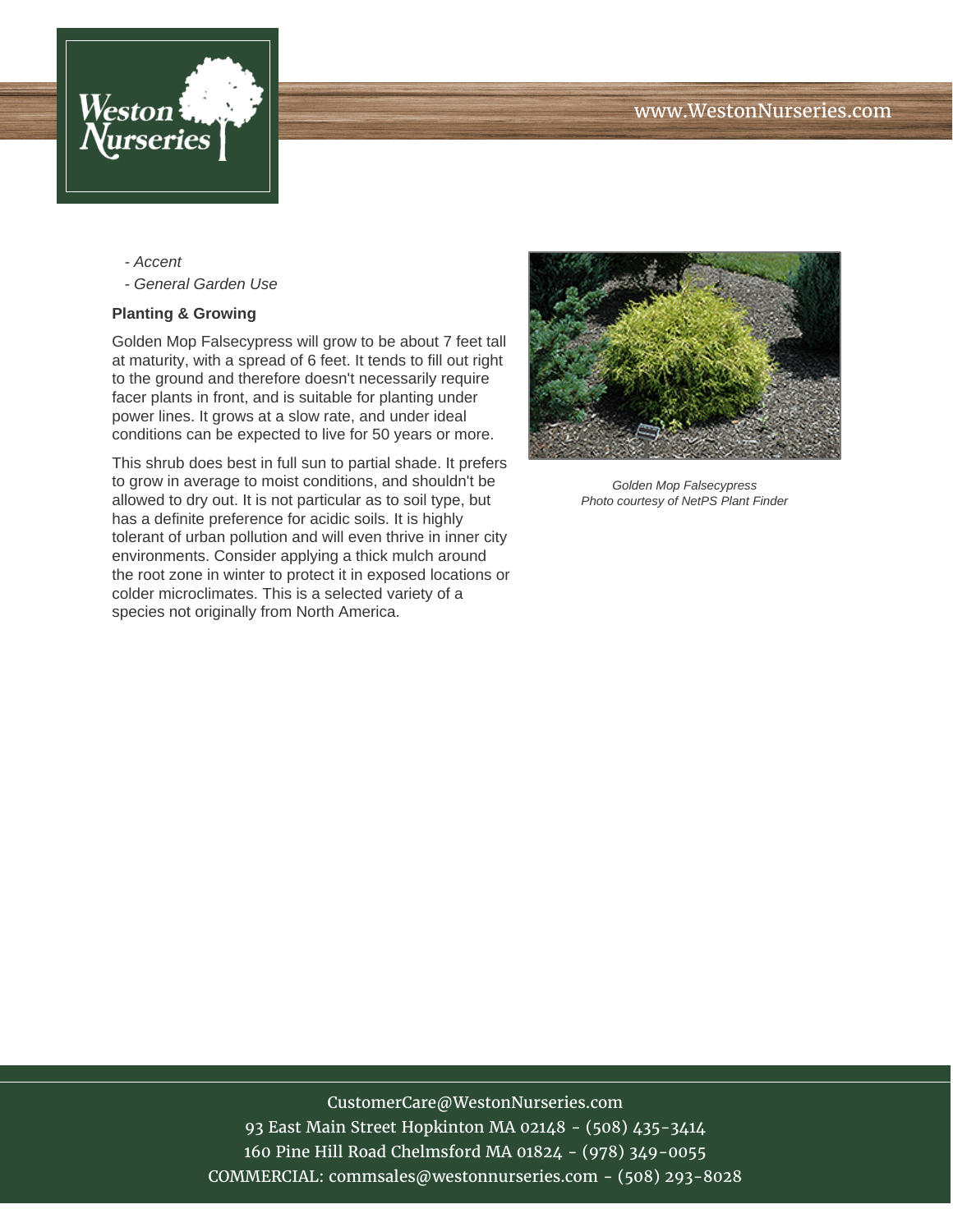- *Accent*
- *General Garden Use*

**Planting & Growing**

Golden Mop Falsecypress will grow to be about 7 feet tall at maturity, with a spread of 6 feet. It tends to fill out right to the ground and therefore doesn't necessarily require facer plants in front, and is suitable for planting under power lines. It grows at a slow rate, and under ideal conditions can be expected to live for 50 years or more.

This shrub does best in full sun to partial shade. It prefers to grow in average to moist conditions, and shouldn't be allowed to dry out. It is not particular as to soil type, but has a definite preference for acidic soils. It is highly tolerant of urban pollution and will even thrive in inner city environments. Consider applying a thick mulch around the root zone in winter to protect it in exposed locations or colder microclimates. This is a selected variety of a species not originally from North America.

*Golden Mop Falsecypress*
*Photo courtesy of NetPS Plant Finder*